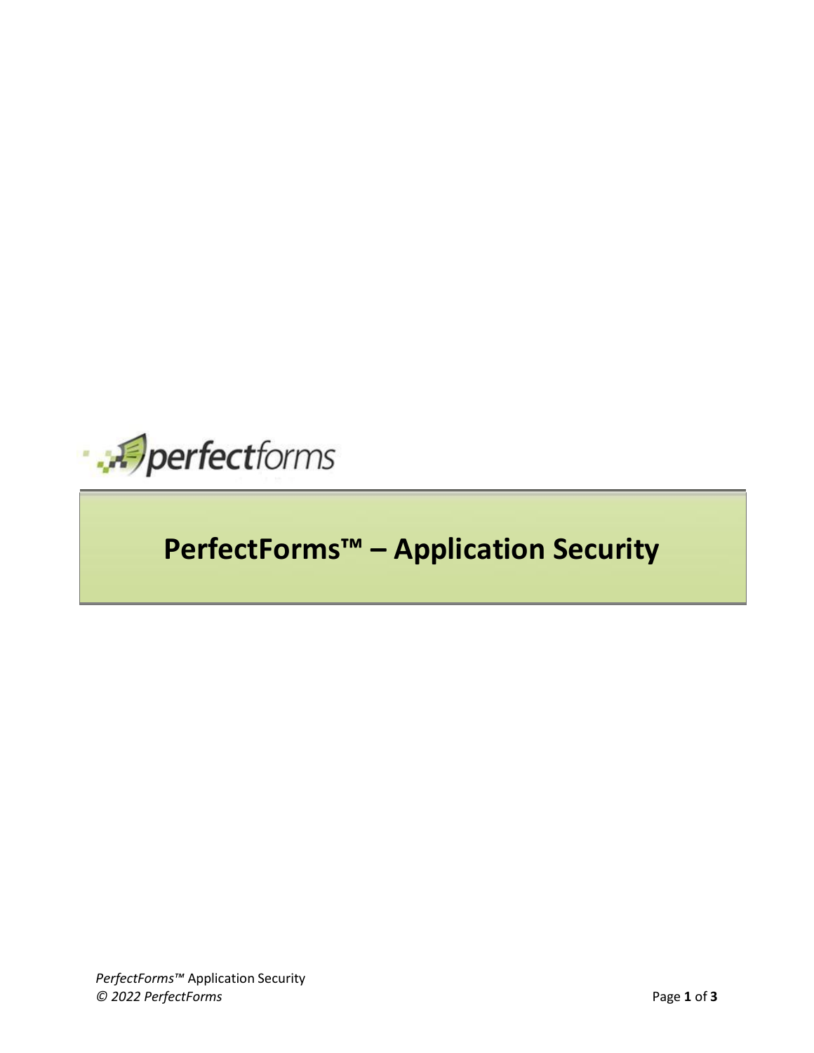perfectforms

# PerfectForms™ – Application Security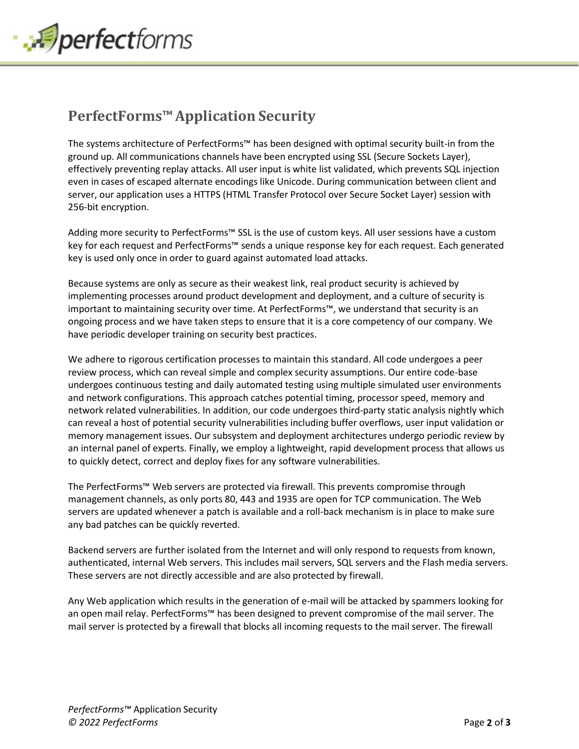## PerfectForms™ Application Security

The systems architecture of PerfectForms™ has been designed with optimal security built-in from the ground up. All communications channels have been encrypted using SSL (Secure Sockets Layer), effectively preventing replay attacks. All user input is white list validated, which prevents SQL injection even in cases of escaped alternate encodings like Unicode. During communication between client and server, our application uses a HTTPS (HTML Transfer Protocol over Secure Socket Layer) session with 256-bit encryption.

Adding more security to PerfectForms™ SSL is the use of custom keys. All user sessions have a custom key for each request and PerfectForms™ sends a unique response key for each request. Each generated key is used only once in order to guard against automated load attacks.

Because systems are only as secure as their weakest link, real product security is achieved by implementing processes around product development and deployment, and a culture of security is important to maintaining security over time. At PerfectForms™, we understand that security is an ongoing process and we have taken steps to ensure that it is a core competency of our company. We have periodic developer training on security best practices.

We adhere to rigorous certification processes to maintain this standard. All code undergoes a peer review process, which can reveal simple and complex security assumptions. Our entire code-base undergoes continuous testing and daily automated testing using multiple simulated user environments and network configurations. This approach catches potential timing, processor speed, memory and network related vulnerabilities. In addition, our code undergoes third-party static analysis nightly which can reveal a host of potential security vulnerabilities including buffer overflows, user input validation or memory management issues. Our subsystem and deployment architectures undergo periodic review by an internal panel of experts. Finally, we employ a lightweight, rapid development process that allows us to quickly detect, correct and deploy fixes for any software vulnerabilities.

The PerfectForms™ Web servers are protected via firewall. This prevents compromise through management channels, as only ports 80, 443 and 1935 are open for TCP communication. The Web servers are updated whenever a patch is available and a roll-back mechanism is in place to make sure any bad patches can be quickly reverted.

Backend servers are further isolated from the Internet and will only respond to requests from known, authenticated, internal Web servers. This includes mail servers, SQL servers and the Flash media servers. These servers are not directly accessible and are also protected by firewall.

Any Web application which results in the generation of e-mail will be attacked by spammers looking for an open mail relay. PerfectForms™ has been designed to prevent compromise of the mail server. The mail server is protected by a firewall that blocks all incoming requests to the mail server. The firewall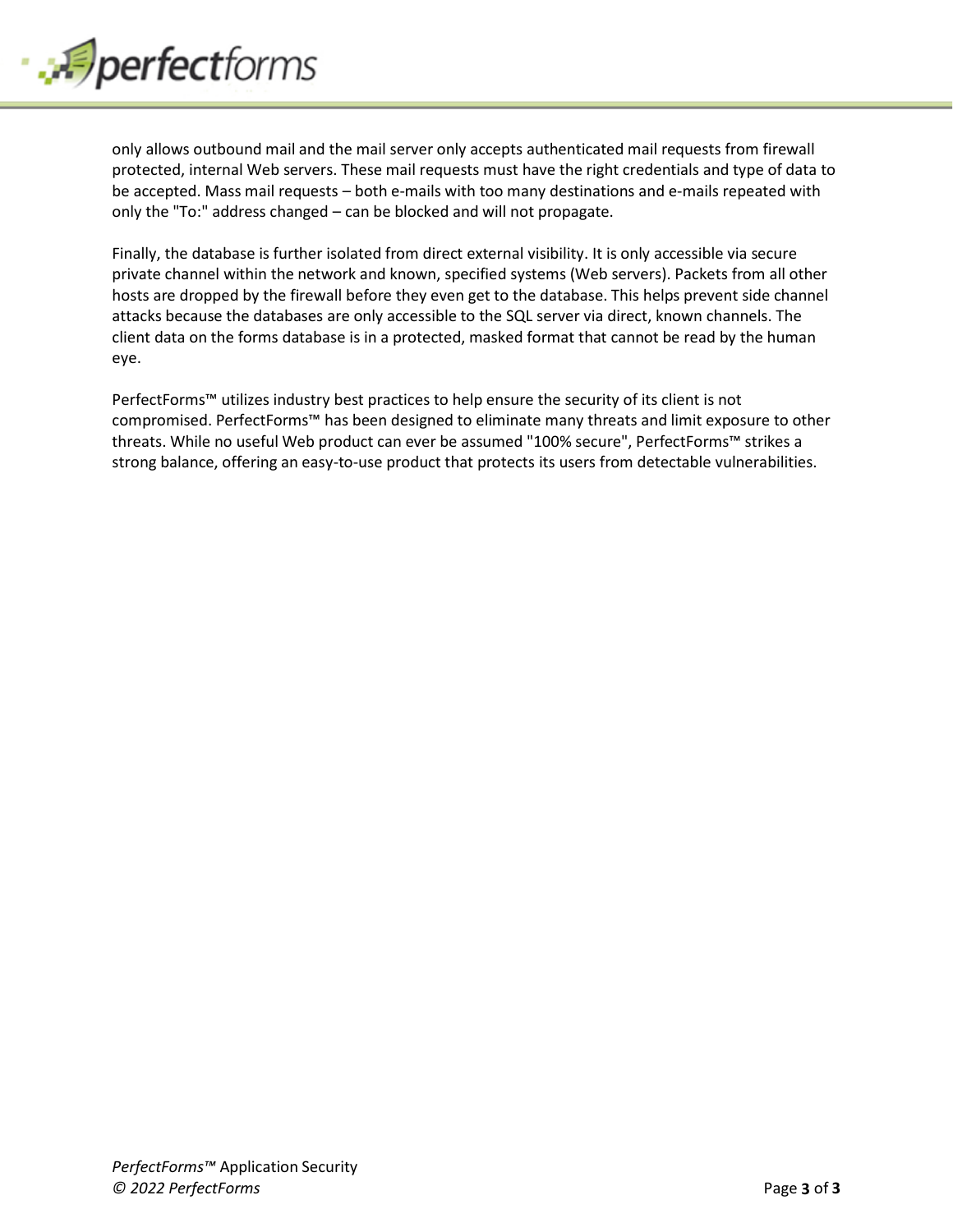only allows outbound mail and the mail server only accepts authenticated mail requests from firewall protected, internal Web servers. These mail requests must have the right credentials and type of data to be accepted. Mass mail requests – both e-mails with too many destinations and e-mails repeated with only the "To:" address changed – can be blocked and will not propagate.

Finally, the database is further isolated from direct external visibility. It is only accessible via secure private channel within the network and known, specified systems (Web servers). Packets from all other hosts are dropped by the firewall before they even get to the database. This helps prevent side channel attacks because the databases are only accessible to the SQL server via direct, known channels. The client data on the forms database is in a protected, masked format that cannot be read by the human eye.

PerfectForms™ utilizes industry best practices to help ensure the security of its client is not compromised. PerfectForms™ has been designed to eliminate many threats and limit exposure to other threats. While no useful Web product can ever be assumed "100% secure", PerfectForms™ strikes a strong balance, offering an easy-to-use product that protects its users from detectable vulnerabilities.